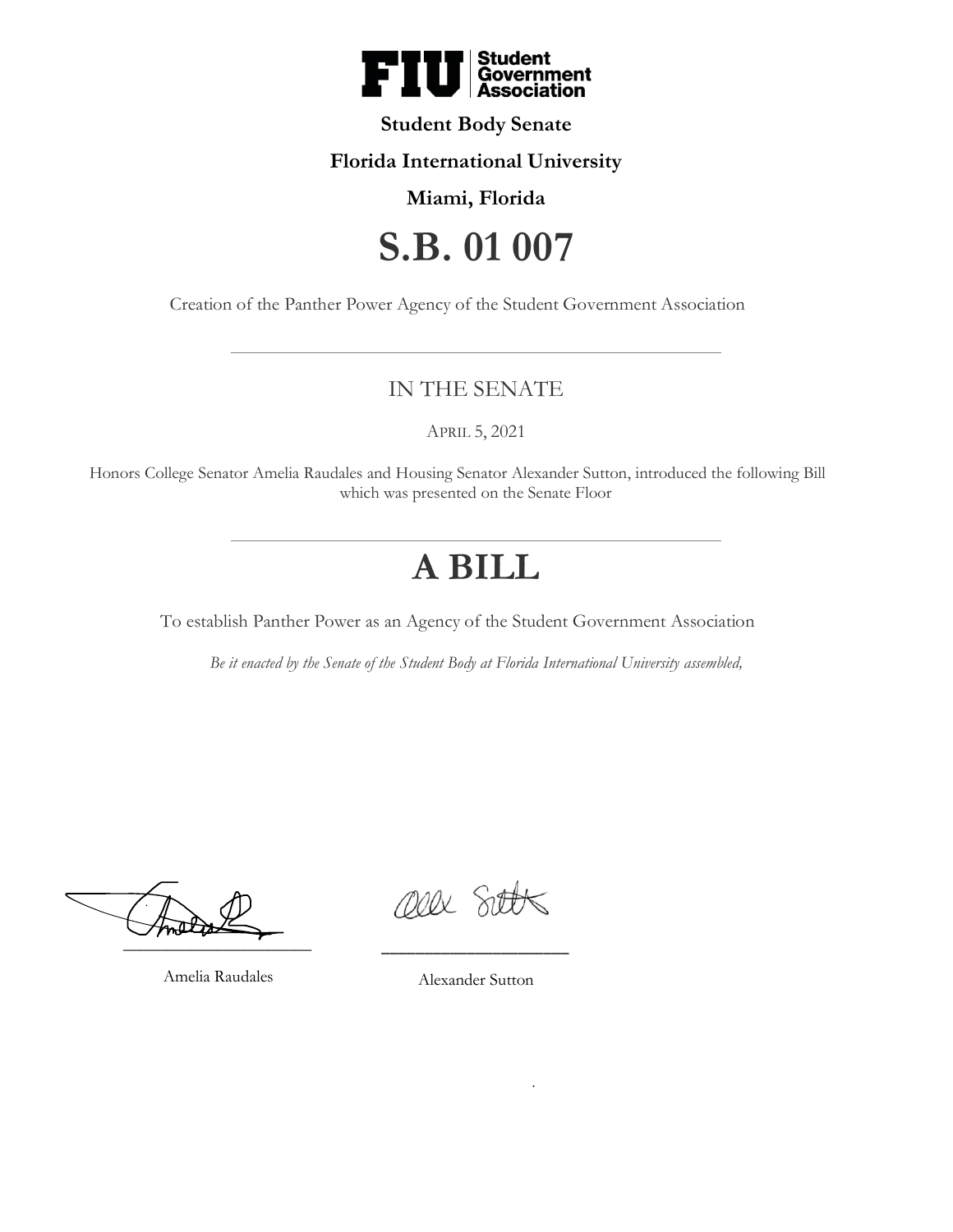**Student Body Senate**

**Florida International University**

**Miami, Florida**

# S.B. 01 007

Creation of the Panther Power Agency of the Student Government Association

---

## IN THE SENATE

APRIL 5, 2021

Honors College Senator Amelia Raudales and Housing Senator Alexander Sutton, introduced the following Bill which was presented on the Senate Floor

---

# A BILL

To establish Panther Power as an Agency of the Student Government Association

*Be it enacted by the Senate of the Student Body at Florida International University assembled,*

______________________
Amelia Raudales

______________________
Alexander Sutton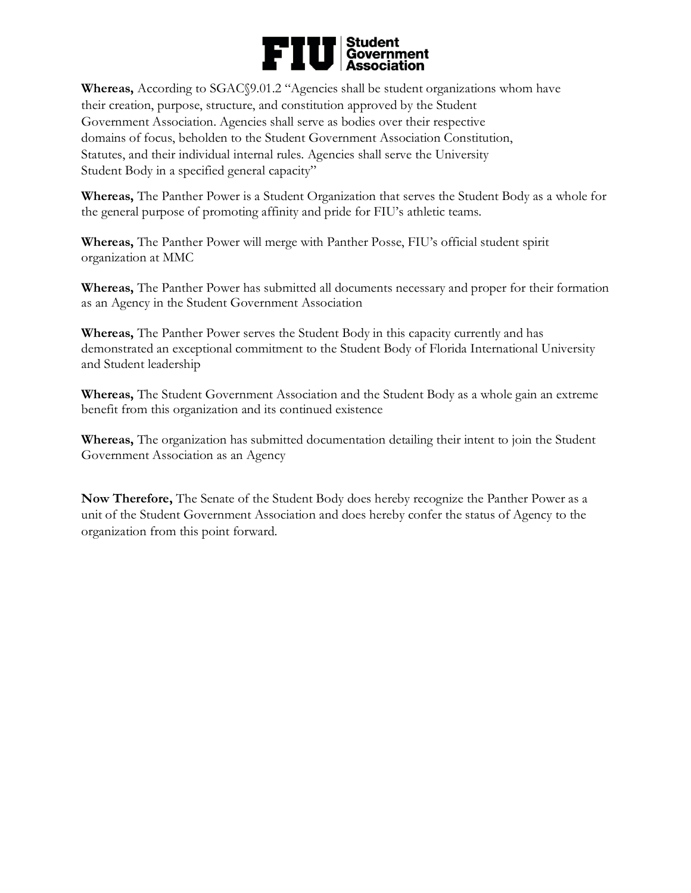**Whereas,** According to SGAC§9.01.2 "Agencies shall be student organizations whom have their creation, purpose, structure, and constitution approved by the Student Government Association. Agencies shall serve as bodies over their respective domains of focus, beholden to the Student Government Association Constitution, Statutes, and their individual internal rules. Agencies shall serve the University Student Body in a specified general capacity"

**Whereas,** The Panther Power is a Student Organization that serves the Student Body as a whole for the general purpose of promoting affinity and pride for FIU's athletic teams.

**Whereas,** The Panther Power will merge with Panther Posse, FIU's official student spirit organization at MMC

**Whereas,** The Panther Power has submitted all documents necessary and proper for their formation as an Agency in the Student Government Association

**Whereas,** The Panther Power serves the Student Body in this capacity currently and has demonstrated an exceptional commitment to the Student Body of Florida International University and Student leadership

**Whereas,** The Student Government Association and the Student Body as a whole gain an extreme benefit from this organization and its continued existence

**Whereas,** The organization has submitted documentation detailing their intent to join the Student Government Association as an Agency

**Now Therefore,** The Senate of the Student Body does hereby recognize the Panther Power as a unit of the Student Government Association and does hereby confer the status of Agency to the organization from this point forward.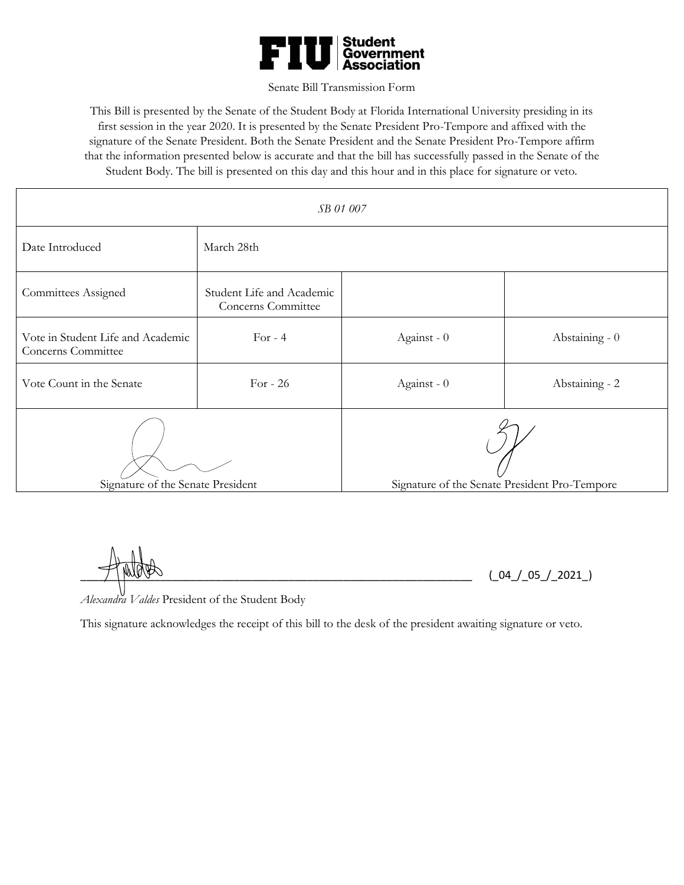**FIU | Student Government Association**

Senate Bill Transmission Form

This Bill is presented by the Senate of the Student Body at Florida International University presiding in its first session in the year 2020. It is presented by the Senate President Pro-Tempore and affixed with the signature of the Senate President. Both the Senate President and the Senate President Pro-Tempore affirm that the information presented below is accurate and that the bill has successfully passed in the Senate of the Student Body. The bill is presented on this day and this hour and in this place for signature or veto.

| *SB 01 007* | | | |
|---|---|---|---|
| Date Introduced | March 28th | | |
| Committees Assigned | Student Life and Academic Concerns Committee | | |
| Vote in Student Life and Academic Concerns Committee | For - 4 | Against - 0 | Abstaining - 0 |
| Vote Count in the Senate | For - 26 | Against - 0 | Abstaining - 2 |
| Signature of the Senate President | | Signature of the Senate President Pro-Tempore | |

________________________________________________ (_04_/_05_/_2021_)

*Alexandra Valdes* President of the Student Body

This signature acknowledges the receipt of this bill to the desk of the president awaiting signature or veto.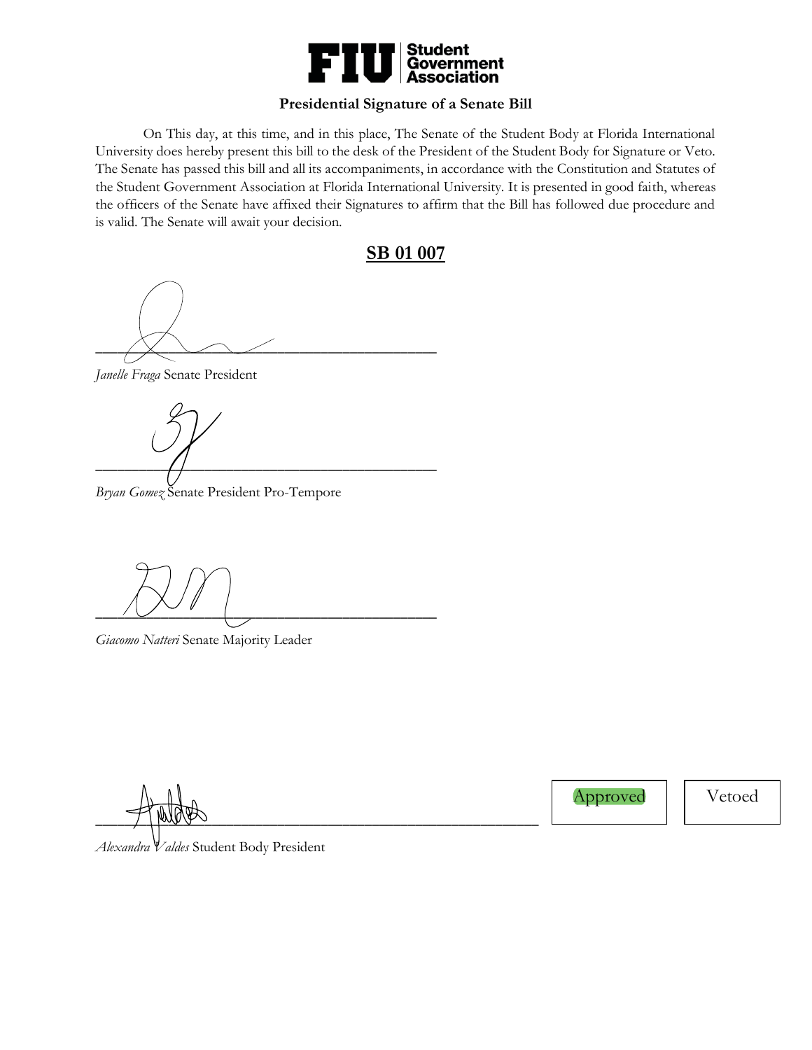**Presidential Signature of a Senate Bill**

On This day, at this time, and in this place, The Senate of the Student Body at Florida International University does hereby present this bill to the desk of the President of the Student Body for Signature or Veto. The Senate has passed this bill and all its accompaniments, in accordance with the Constitution and Statutes of the Student Government Association at Florida International University. It is presented in good faith, whereas the officers of the Senate have affixed their Signatures to affirm that the Bill has followed due procedure and is valid. The Senate will await your decision.

## SB 01 007

_______________________________________

*Janelle Fraga* Senate President

_______________________________________

*Bryan Gomez* Senate President Pro-Tempore

_______________________________________

*Giacomo Natteri* Senate Majority Leader

_______________________________________

*Alexandra Valdes* Student Body President

Approved | Vetoed